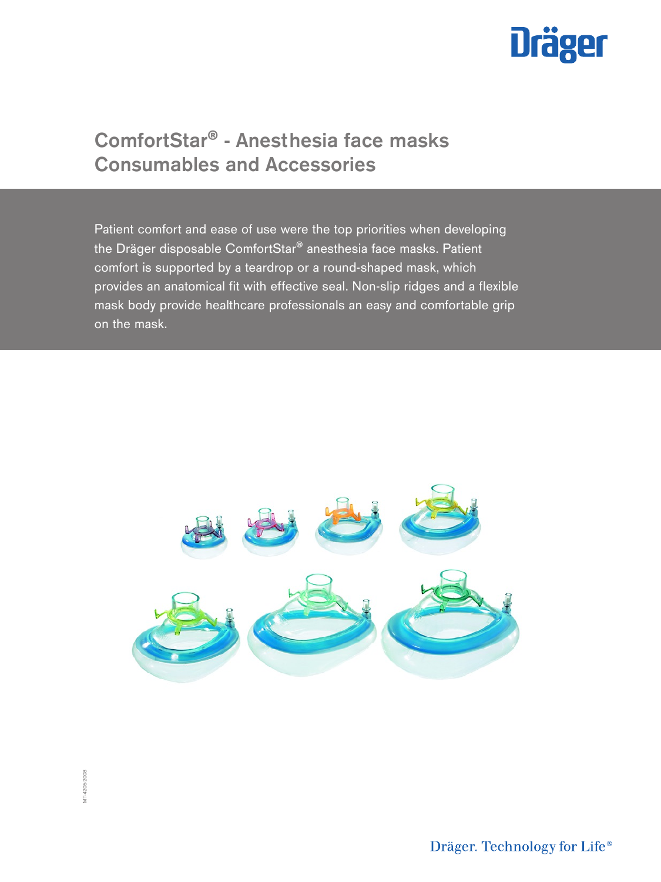# ComfortStar® - Anesthesia face masks Consumables and Accessories

Patient comfort and ease of use were the top priorities when developing the Dräger disposable ComfortStar® anesthesia face masks. Patient comfort is supported by a teardrop or a round-shaped mask, which provides an anatomical fit with effective seal. Non-slip ridges and a flexible mask body provide healthcare professionals an easy and comfortable grip on the mask.

MT-4205-2008

Dräger. Technology for Life®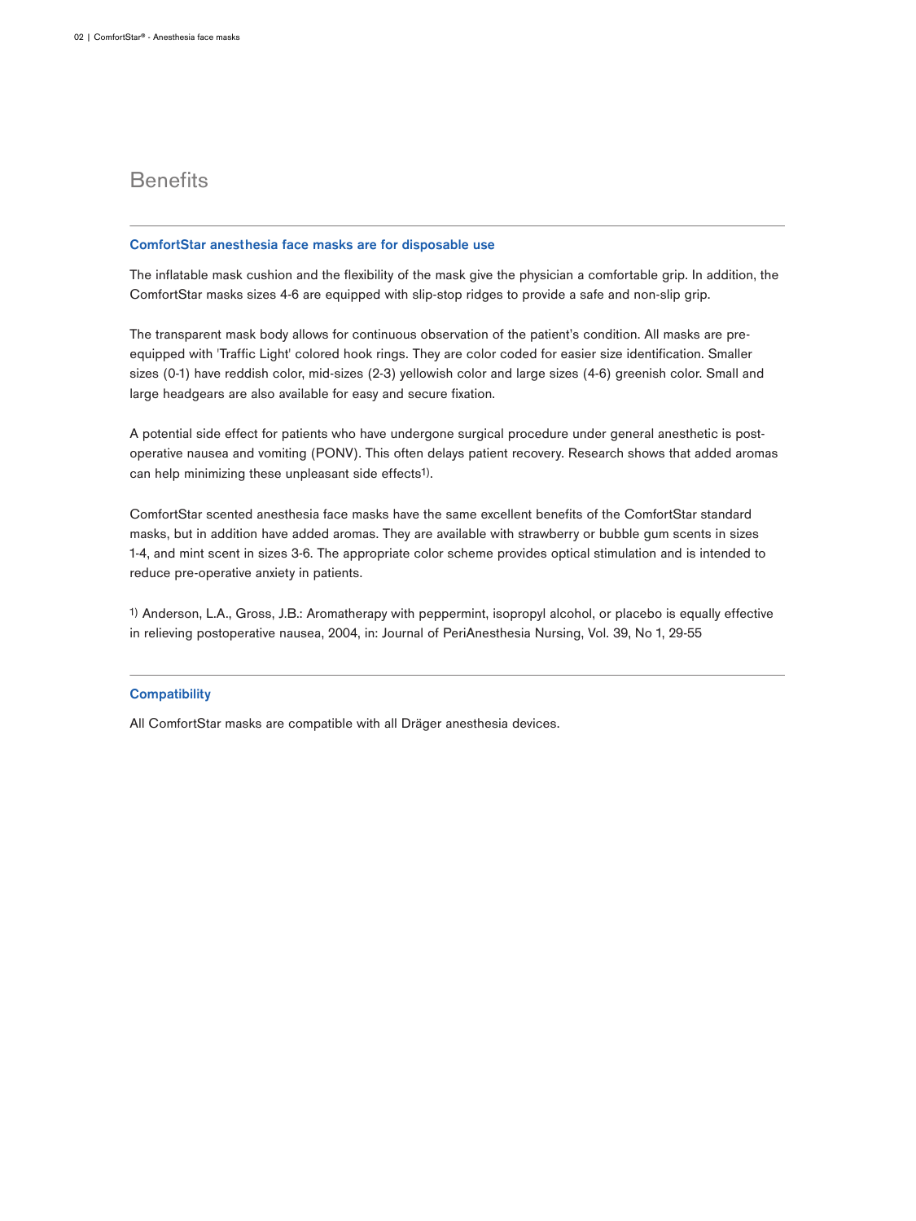## Benefits

### ComfortStar anesthesia face masks are for disposable use

The inflatable mask cushion and the flexibility of the mask give the physician a comfortable grip. In addition, the ComfortStar masks sizes 4-6 are equipped with slip-stop ridges to provide a safe and non-slip grip.

The transparent mask body allows for continuous observation of the patient's condition. All masks are pre-equipped with 'Traffic Light' colored hook rings. They are color coded for easier size identification. Smaller sizes (0-1) have reddish color, mid-sizes (2-3) yellowish color and large sizes (4-6) greenish color. Small and large headgears are also available for easy and secure fixation.

A potential side effect for patients who have undergone surgical procedure under general anesthetic is post-operative nausea and vomiting (PONV). This often delays patient recovery. Research shows that added aromas can help minimizing these unpleasant side effects[1]).

ComfortStar scented anesthesia face masks have the same excellent benefits of the ComfortStar standard masks, but in addition have added aromas. They are available with strawberry or bubble gum scents in sizes 1-4, and mint scent in sizes 3-6. The appropriate color scheme provides optical stimulation and is intended to reduce pre-operative anxiety in patients.

[1]) Anderson, L.A., Gross, J.B.: Aromatherapy with peppermint, isopropyl alcohol, or placebo is equally effective in relieving postoperative nausea, 2004, in: Journal of PeriAnesthesia Nursing, Vol. 39, No 1, 29-55

### Compatibility

All ComfortStar masks are compatible with all Dräger anesthesia devices.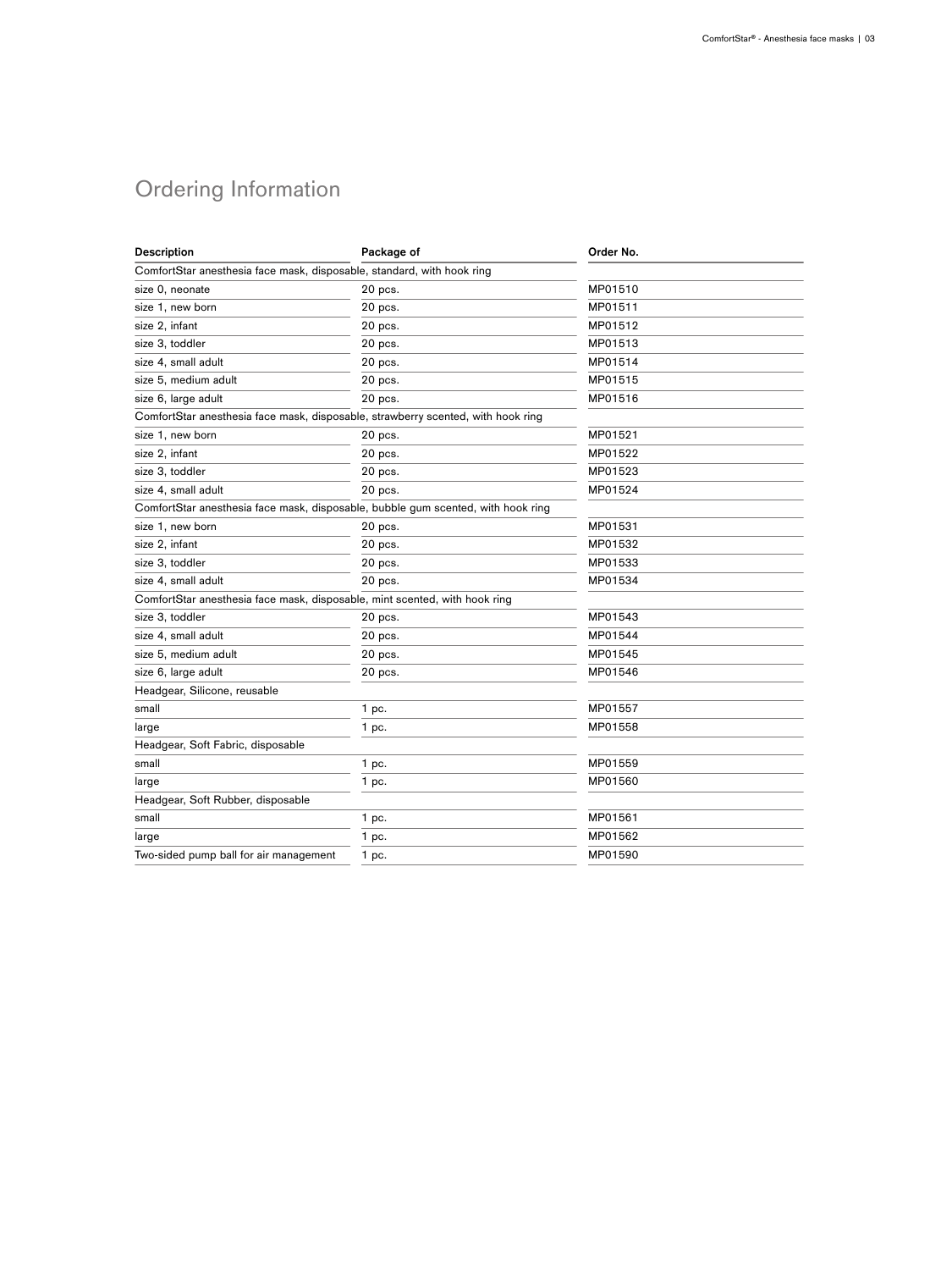# Ordering Information

| Description | Package of | Order No. |
|---|---|---|
| ComfortStar anesthesia face mask, disposable, standard, with hook ring | | |
| size 0, neonate | 20 pcs. | MP01510 |
| size 1, new born | 20 pcs. | MP01511 |
| size 2, infant | 20 pcs. | MP01512 |
| size 3, toddler | 20 pcs. | MP01513 |
| size 4, small adult | 20 pcs. | MP01514 |
| size 5, medium adult | 20 pcs. | MP01515 |
| size 6, large adult | 20 pcs. | MP01516 |
| ComfortStar anesthesia face mask, disposable, strawberry scented, with hook ring | | |
| size 1, new born | 20 pcs. | MP01521 |
| size 2, infant | 20 pcs. | MP01522 |
| size 3, toddler | 20 pcs. | MP01523 |
| size 4, small adult | 20 pcs. | MP01524 |
| ComfortStar anesthesia face mask, disposable, bubble gum scented, with hook ring | | |
| size 1, new born | 20 pcs. | MP01531 |
| size 2, infant | 20 pcs. | MP01532 |
| size 3, toddler | 20 pcs. | MP01533 |
| size 4, small adult | 20 pcs. | MP01534 |
| ComfortStar anesthesia face mask, disposable, mint scented, with hook ring | | |
| size 3, toddler | 20 pcs. | MP01543 |
| size 4, small adult | 20 pcs. | MP01544 |
| size 5, medium adult | 20 pcs. | MP01545 |
| size 6, large adult | 20 pcs. | MP01546 |
| Headgear, Silicone, reusable | | |
| small | 1 pc. | MP01557 |
| large | 1 pc. | MP01558 |
| Headgear, Soft Fabric, disposable | | |
| small | 1 pc. | MP01559 |
| large | 1 pc. | MP01560 |
| Headgear, Soft Rubber, disposable | | |
| small | 1 pc. | MP01561 |
| large | 1 pc. | MP01562 |
| Two-sided pump ball for air management | 1 pc. | MP01590 |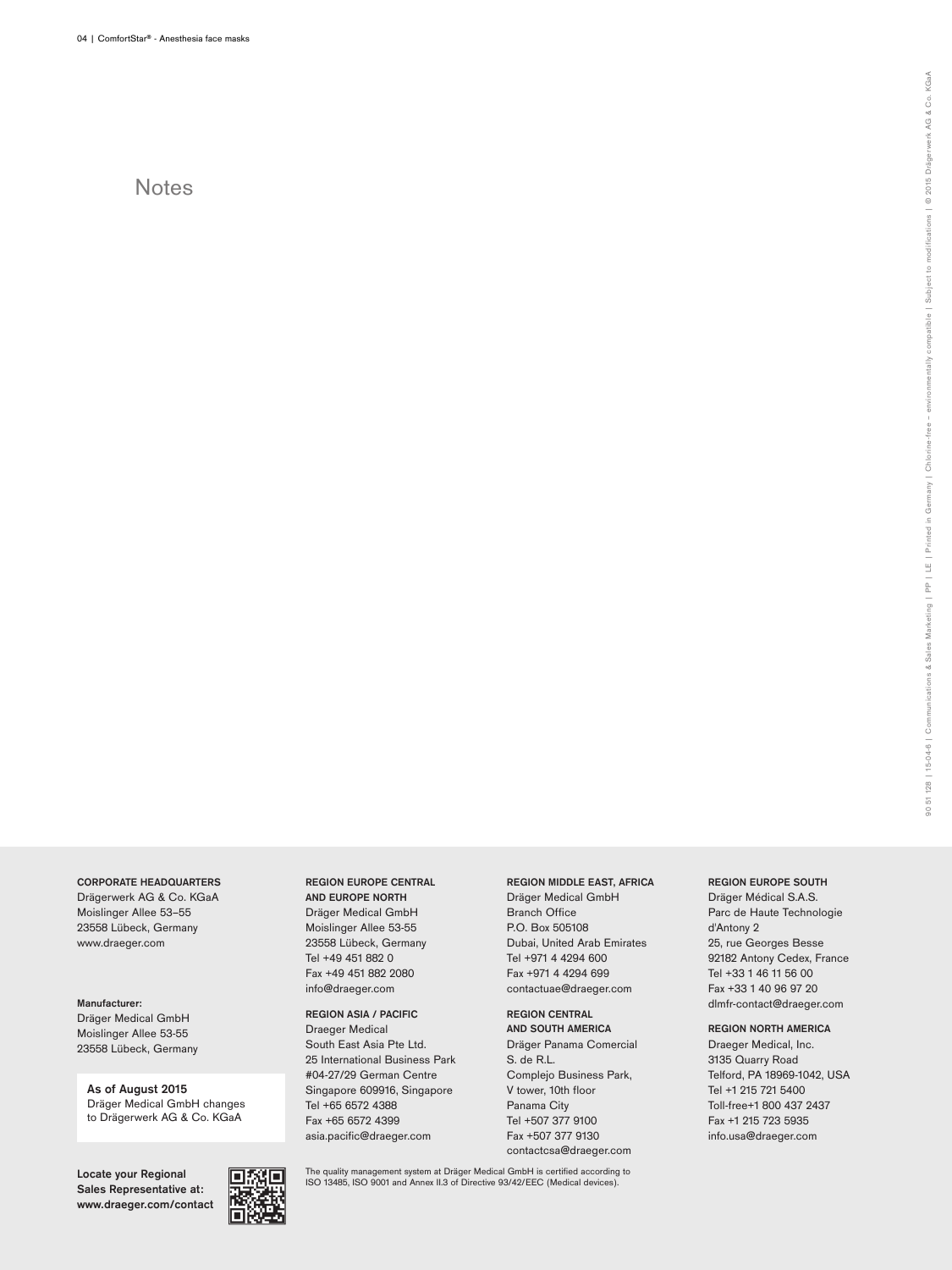## Notes

**CORPORATE HEADQUARTERS**
Drägerwerk AG & Co. KGaA
Moislinger Allee 53–55
23558 Lübeck, Germany
www.draeger.com

**Manufacturer:**
Dräger Medical GmbH
Moislinger Allee 53-55
23558 Lübeck, Germany

**As of August 2015**
Dräger Medical GmbH changes to Drägerwerk AG & Co. KGaA

**Locate your Regional Sales Representative at: www.draeger.com/contact**

**REGION EUROPE CENTRAL AND EUROPE NORTH**
Dräger Medical GmbH
Moislinger Allee 53-55
23558 Lübeck, Germany
Tel +49 451 882 0
Fax +49 451 882 2080
info@draeger.com

**REGION ASIA / PACIFIC**
Draeger Medical
South East Asia Pte Ltd.
25 International Business Park
#04-27/29 German Centre
Singapore 609916, Singapore
Tel +65 6572 4388
Fax +65 6572 4399
asia.pacific@draeger.com

**REGION MIDDLE EAST, AFRICA**
Dräger Medical GmbH
Branch Office
P.O. Box 505108
Dubai, United Arab Emirates
Tel +971 4 4294 600
Fax +971 4 4294 699
contactuae@draeger.com

**REGION CENTRAL AND SOUTH AMERICA**
Dräger Panama Comercial S. de R.L.
Complejo Business Park,
V tower, 10th floor
Panama City
Tel +507 377 9100
Fax +507 377 9130
contactcsa@draeger.com

**REGION EUROPE SOUTH**
Dräger Médical S.A.S.
Parc de Haute Technologie d'Antony 2
25, rue Georges Besse
92182 Antony Cedex, France
Tel +33 1 46 11 56 00
Fax +33 1 40 96 97 20
dlmfr-contact@draeger.com

**REGION NORTH AMERICA**
Draeger Medical, Inc.
3135 Quarry Road
Telford, PA 18969-1042, USA
Tel +1 215 721 5400
Toll-free+1 800 437 2437
Fax +1 215 723 5935
info.usa@draeger.com

The quality management system at Dräger Medical GmbH is certified according to ISO 13485, ISO 9001 and Annex II.3 of Directive 93/42/EEC (Medical devices).

90 51 128 | 15-04-6 | Communications & Sales Marketing | PP | LE | Printed in Germany | Chlorine-free – environmentally compatible | Subject to modifications | © 2015 Drägerwerk AG & Co. KGaA